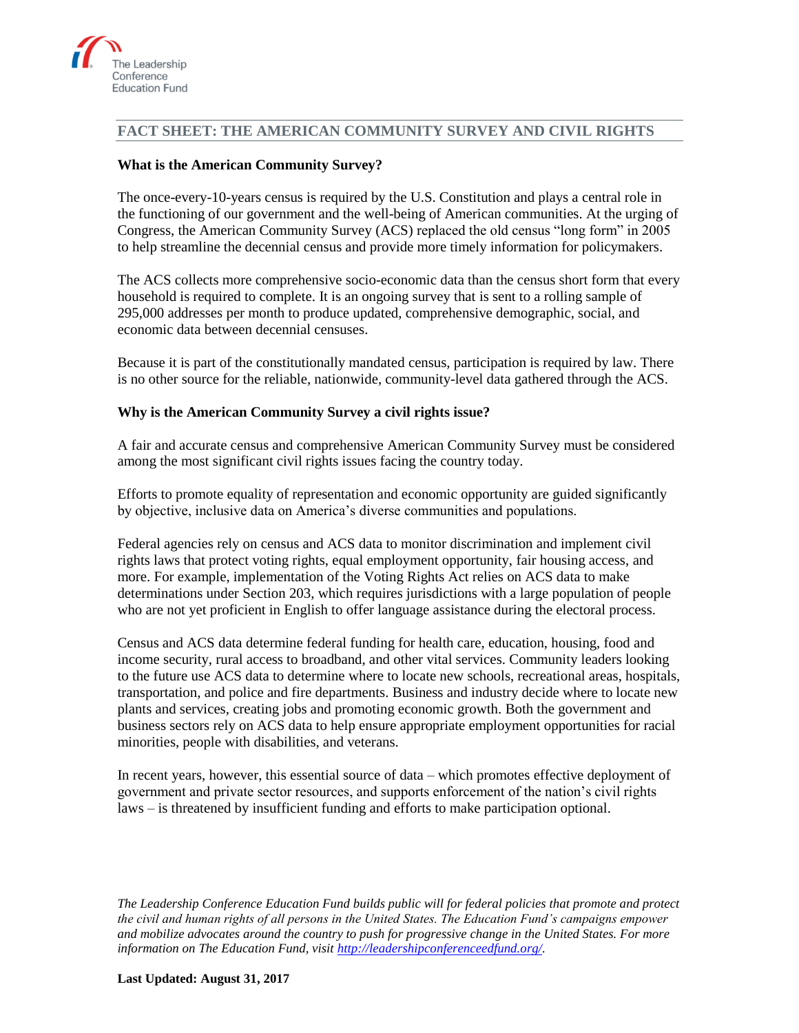The Leadership Conference Education Fund

## FACT SHEET: THE AMERICAN COMMUNITY SURVEY AND CIVIL RIGHTS

### What is the American Community Survey?

The once-every-10-years census is required by the U.S. Constitution and plays a central role in the functioning of our government and the well-being of American communities. At the urging of Congress, the American Community Survey (ACS) replaced the old census "long form" in 2005 to help streamline the decennial census and provide more timely information for policymakers.

The ACS collects more comprehensive socio-economic data than the census short form that every household is required to complete. It is an ongoing survey that is sent to a rolling sample of 295,000 addresses per month to produce updated, comprehensive demographic, social, and economic data between decennial censuses.

Because it is part of the constitutionally mandated census, participation is required by law. There is no other source for the reliable, nationwide, community-level data gathered through the ACS.

### Why is the American Community Survey a civil rights issue?

A fair and accurate census and comprehensive American Community Survey must be considered among the most significant civil rights issues facing the country today.

Efforts to promote equality of representation and economic opportunity are guided significantly by objective, inclusive data on America's diverse communities and populations.

Federal agencies rely on census and ACS data to monitor discrimination and implement civil rights laws that protect voting rights, equal employment opportunity, fair housing access, and more. For example, implementation of the Voting Rights Act relies on ACS data to make determinations under Section 203, which requires jurisdictions with a large population of people who are not yet proficient in English to offer language assistance during the electoral process.

Census and ACS data determine federal funding for health care, education, housing, food and income security, rural access to broadband, and other vital services. Community leaders looking to the future use ACS data to determine where to locate new schools, recreational areas, hospitals, transportation, and police and fire departments. Business and industry decide where to locate new plants and services, creating jobs and promoting economic growth. Both the government and business sectors rely on ACS data to help ensure appropriate employment opportunities for racial minorities, people with disabilities, and veterans.

In recent years, however, this essential source of data – which promotes effective deployment of government and private sector resources, and supports enforcement of the nation's civil rights laws – is threatened by insufficient funding and efforts to make participation optional.

*The Leadership Conference Education Fund builds public will for federal policies that promote and protect the civil and human rights of all persons in the United States. The Education Fund's campaigns empower and mobilize advocates around the country to push for progressive change in the United States. For more information on The Education Fund, visit [http://leadershipconferenceedfund.org/](http://leadershipconferenceedfund.org/).*

**Last Updated: August 31, 2017**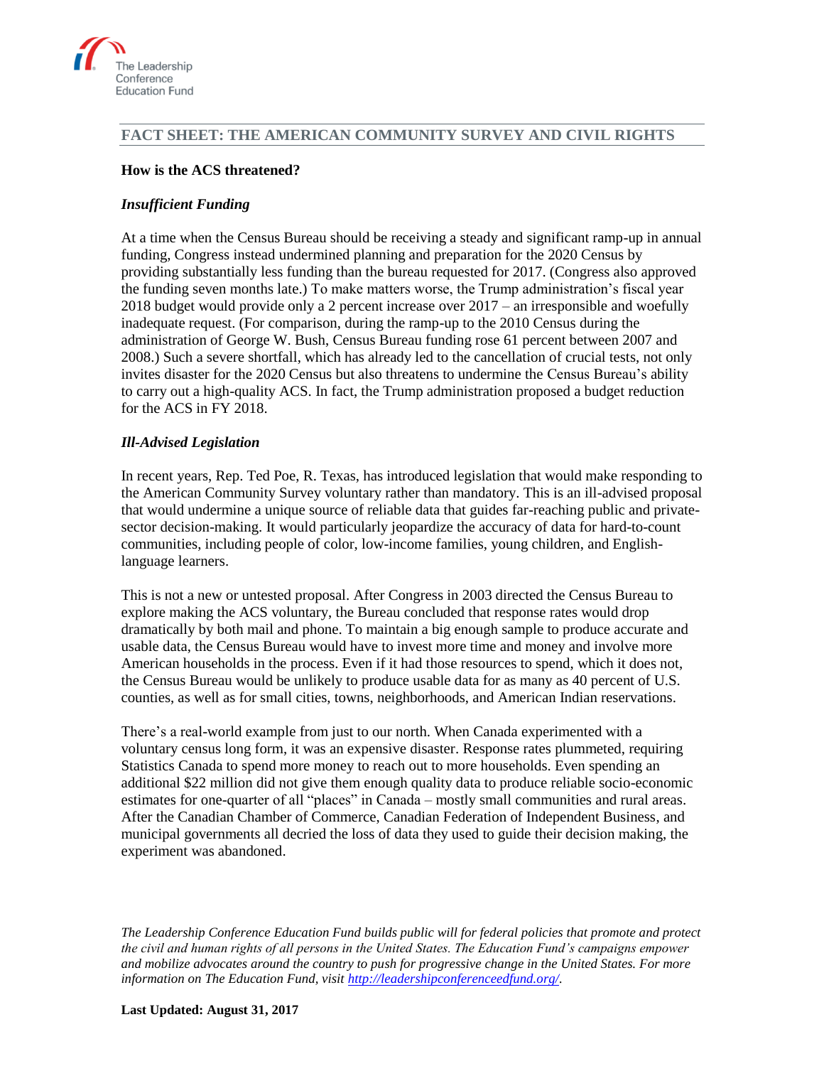## FACT SHEET: THE AMERICAN COMMUNITY SURVEY AND CIVIL RIGHTS

**How is the ACS threatened?**

***Insufficient Funding***

At a time when the Census Bureau should be receiving a steady and significant ramp-up in annual funding, Congress instead undermined planning and preparation for the 2020 Census by providing substantially less funding than the bureau requested for 2017. (Congress also approved the funding seven months late.) To make matters worse, the Trump administration's fiscal year 2018 budget would provide only a 2 percent increase over 2017 – an irresponsible and woefully inadequate request. (For comparison, during the ramp-up to the 2010 Census during the administration of George W. Bush, Census Bureau funding rose 61 percent between 2007 and 2008.) Such a severe shortfall, which has already led to the cancellation of crucial tests, not only invites disaster for the 2020 Census but also threatens to undermine the Census Bureau's ability to carry out a high-quality ACS. In fact, the Trump administration proposed a budget reduction for the ACS in FY 2018.

***Ill-Advised Legislation***

In recent years, Rep. Ted Poe, R. Texas, has introduced legislation that would make responding to the American Community Survey voluntary rather than mandatory. This is an ill-advised proposal that would undermine a unique source of reliable data that guides far-reaching public and private-sector decision-making. It would particularly jeopardize the accuracy of data for hard-to-count communities, including people of color, low-income families, young children, and English-language learners.

This is not a new or untested proposal. After Congress in 2003 directed the Census Bureau to explore making the ACS voluntary, the Bureau concluded that response rates would drop dramatically by both mail and phone. To maintain a big enough sample to produce accurate and usable data, the Census Bureau would have to invest more time and money and involve more American households in the process. Even if it had those resources to spend, which it does not, the Census Bureau would be unlikely to produce usable data for as many as 40 percent of U.S. counties, as well as for small cities, towns, neighborhoods, and American Indian reservations.

There's a real-world example from just to our north. When Canada experimented with a voluntary census long form, it was an expensive disaster. Response rates plummeted, requiring Statistics Canada to spend more money to reach out to more households. Even spending an additional $22 million did not give them enough quality data to produce reliable socio-economic estimates for one-quarter of all "places" in Canada – mostly small communities and rural areas. After the Canadian Chamber of Commerce, Canadian Federation of Independent Business, and municipal governments all decried the loss of data they used to guide their decision making, the experiment was abandoned.

*The Leadership Conference Education Fund builds public will for federal policies that promote and protect the civil and human rights of all persons in the United States. The Education Fund's campaigns empower and mobilize advocates around the country to push for progressive change in the United States. For more information on The Education Fund, visit [http://leadershipconferenceedfund.org/](http://leadershipconferenceedfund.org/).*

**Last Updated: August 31, 2017**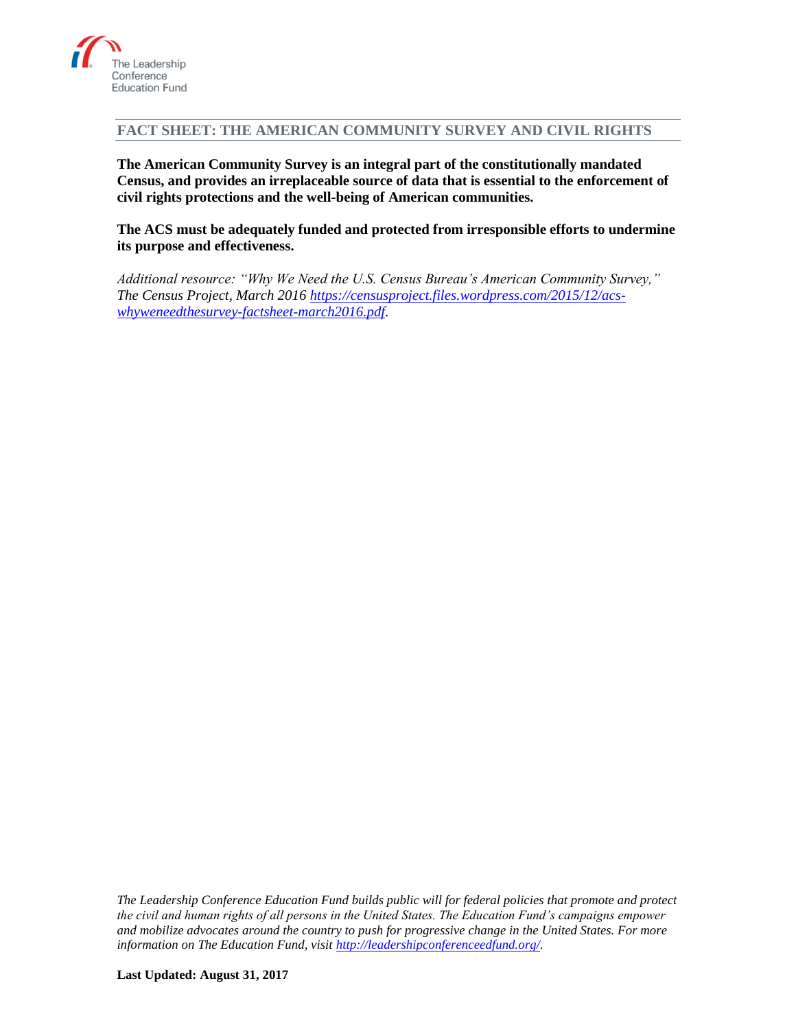## FACT SHEET: THE AMERICAN COMMUNITY SURVEY AND CIVIL RIGHTS

**The American Community Survey is an integral part of the constitutionally mandated Census, and provides an irreplaceable source of data that is essential to the enforcement of civil rights protections and the well-being of American communities.**

**The ACS must be adequately funded and protected from irresponsible efforts to undermine its purpose and effectiveness.**

*Additional resource: "Why We Need the U.S. Census Bureau's American Community Survey," The Census Project, March 2016 [https://censusproject.files.wordpress.com/2015/12/acs-whyweneedthesurvey-factsheet-march2016.pdf](https://censusproject.files.wordpress.com/2015/12/acs-whyweneedthesurvey-factsheet-march2016.pdf).*

*The Leadership Conference Education Fund builds public will for federal policies that promote and protect the civil and human rights of all persons in the United States. The Education Fund's campaigns empower and mobilize advocates around the country to push for progressive change in the United States. For more information on The Education Fund, visit [http://leadershipconferenceedfund.org/](http://leadershipconferenceedfund.org/).*

**Last Updated: August 31, 2017**